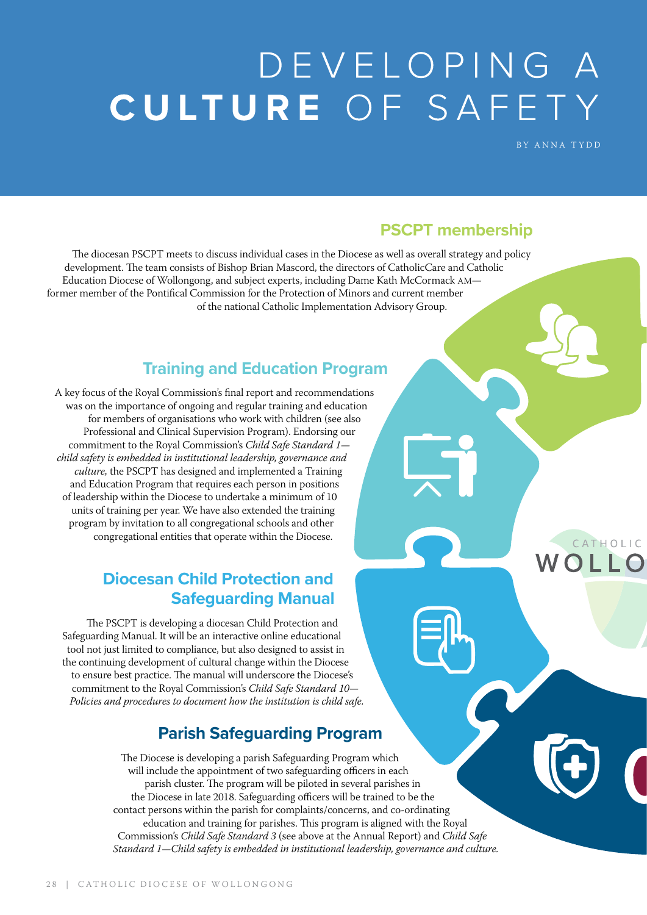# DEVELOPING A **CULTURE** OF SAFETY

BY ANNA TYDD

## PSCPT membership

The diocesan PSCPT meets to discuss individual cases in the Diocese as well as overall strategy and policy development. The team consists of Bishop Brian Mascord, the directors of CatholicCare and Catholic Education Diocese of Wollongong, and subject experts, including Dame Kath McCormack AM—former member of the Pontifical Commission for the Protection of Minors and current member of the national Catholic Implementation Advisory Group.

## Training and Education Program

A key focus of the Royal Commission's final report and recommendations was on the importance of ongoing and regular training and education for members of organisations who work with children (see also Professional and Clinical Supervision Program). Endorsing our commitment to the Royal Commission's *Child Safe Standard 1—child safety is embedded in institutional leadership, governance and culture,* the PSCPT has designed and implemented a Training and Education Program that requires each person in positions of leadership within the Diocese to undertake a minimum of 10 units of training per year. We have also extended the training program by invitation to all congregational schools and other congregational entities that operate within the Diocese.

## Diocesan Child Protection and Safeguarding Manual

The PSCPT is developing a diocesan Child Protection and Safeguarding Manual. It will be an interactive online educational tool not just limited to compliance, but also designed to assist in the continuing development of cultural change within the Diocese to ensure best practice. The manual will underscore the Diocese's commitment to the Royal Commission's *Child Safe Standard 10—Policies and procedures to document how the institution is child safe.*

## Parish Safeguarding Program

The Diocese is developing a parish Safeguarding Program which will include the appointment of two safeguarding officers in each parish cluster. The program will be piloted in several parishes in the Diocese in late 2018. Safeguarding officers will be trained to be the contact persons within the parish for complaints/concerns, and co-ordinating education and training for parishes. This program is aligned with the Royal Commission's *Child Safe Standard 3* (see above at the Annual Report) and *Child Safe Standard 1—Child safety is embedded in institutional leadership, governance and culture.*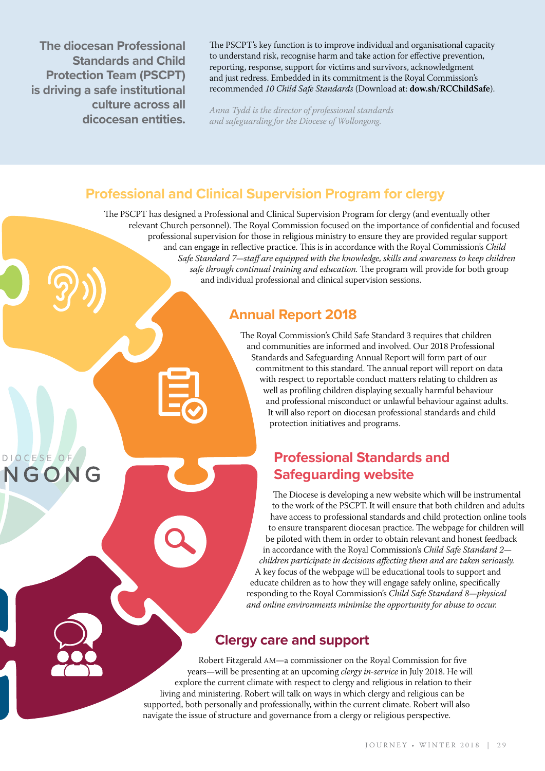**The diocesan Professional Standards and Child Protection Team (PSCPT) is driving a safe institutional culture across all dicocesan entities.**

The PSCPT's key function is to improve individual and organisational capacity to understand risk, recognise harm and take action for effective prevention, reporting, response, support for victims and survivors, acknowledgment and just redress. Embedded in its commitment is the Royal Commission's recommended *10 Child Safe Standards* (Download at: **dow.sh/RCChildSafe**).

*Anna Tydd is the director of professional standards and safeguarding for the Diocese of Wollongong.*

## Professional and Clinical Supervision Program for clergy

The PSCPT has designed a Professional and Clinical Supervision Program for clergy (and eventually other relevant Church personnel). The Royal Commission focused on the importance of confidential and focused professional supervision for those in religious ministry to ensure they are provided regular support and can engage in reflective practice. This is in accordance with the Royal Commission's *Child Safe Standard 7—staff are equipped with the knowledge, skills and awareness to keep children safe through continual training and education.* The program will provide for both group and individual professional and clinical supervision sessions.

## Annual Report 2018

The Royal Commission's Child Safe Standard 3 requires that children and communities are informed and involved. Our 2018 Professional Standards and Safeguarding Annual Report will form part of our commitment to this standard. The annual report will report on data with respect to reportable conduct matters relating to children as well as profiling children displaying sexually harmful behaviour and professional misconduct or unlawful behaviour against adults. It will also report on diocesan professional standards and child protection initiatives and programs.

## Professional Standards and Safeguarding website

The Diocese is developing a new website which will be instrumental to the work of the PSCPT. It will ensure that both children and adults have access to professional standards and child protection online tools to ensure transparent diocesan practice. The webpage for children will be piloted with them in order to obtain relevant and honest feedback in accordance with the Royal Commission's *Child Safe Standard 2—children participate in decisions affecting them and are taken seriously.* A key focus of the webpage will be educational tools to support and educate children as to how they will engage safely online, specifically responding to the Royal Commission's *Child Safe Standard 8—physical and online environments minimise the opportunity for abuse to occur.*

## Clergy care and support

Robert Fitzgerald AM—a commissioner on the Royal Commission for five years—will be presenting at an upcoming *clergy in-service* in July 2018. He will explore the current climate with respect to clergy and religious in relation to their living and ministering. Robert will talk on ways in which clergy and religious can be supported, both personally and professionally, within the current climate. Robert will also navigate the issue of structure and governance from a clergy or religious perspective.